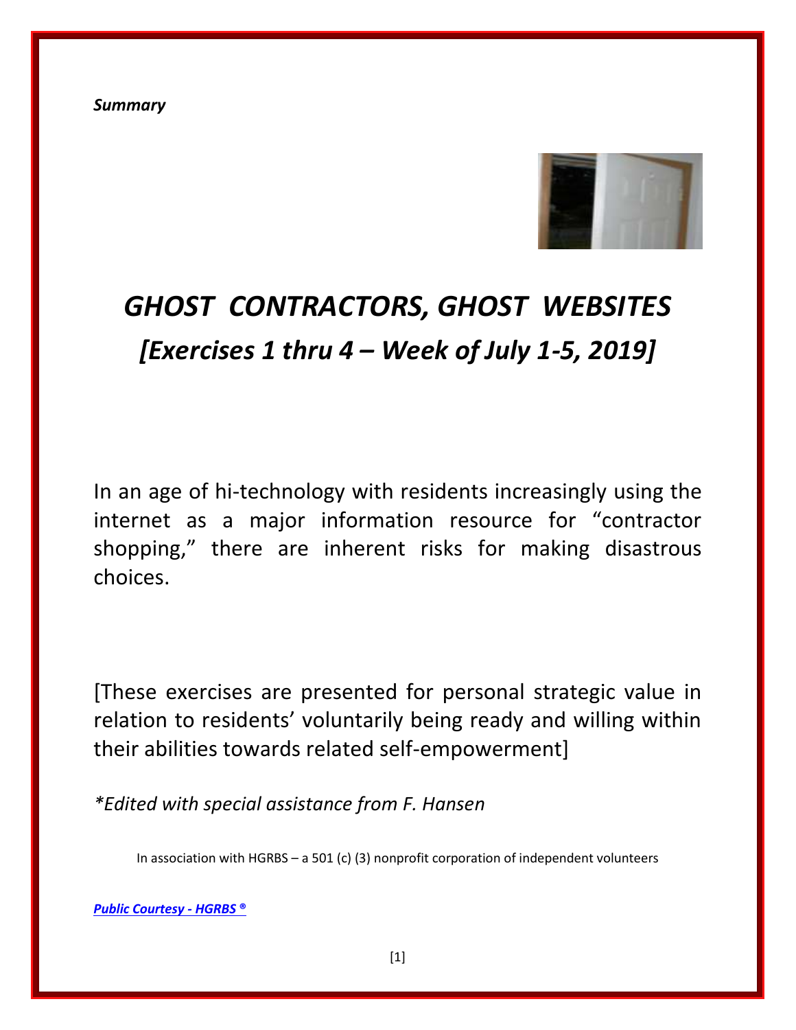***Summary***

# *GHOST CONTRACTORS, GHOST WEBSITES*
## *[Exercises 1 thru 4 – Week of July 1-5, 2019]*

In an age of hi-technology with residents increasingly using the internet as a major information resource for "contractor shopping," there are inherent risks for making disastrous choices.

[These exercises are presented for personal strategic value in relation to residents' voluntarily being ready and willing within their abilities towards related self-empowerment]

**Edited with special assistance from F. Hansen*

In association with HGRBS – a 501 (c) (3) nonprofit corporation of independent volunteers

***Public Courtesy - HGRBS ®***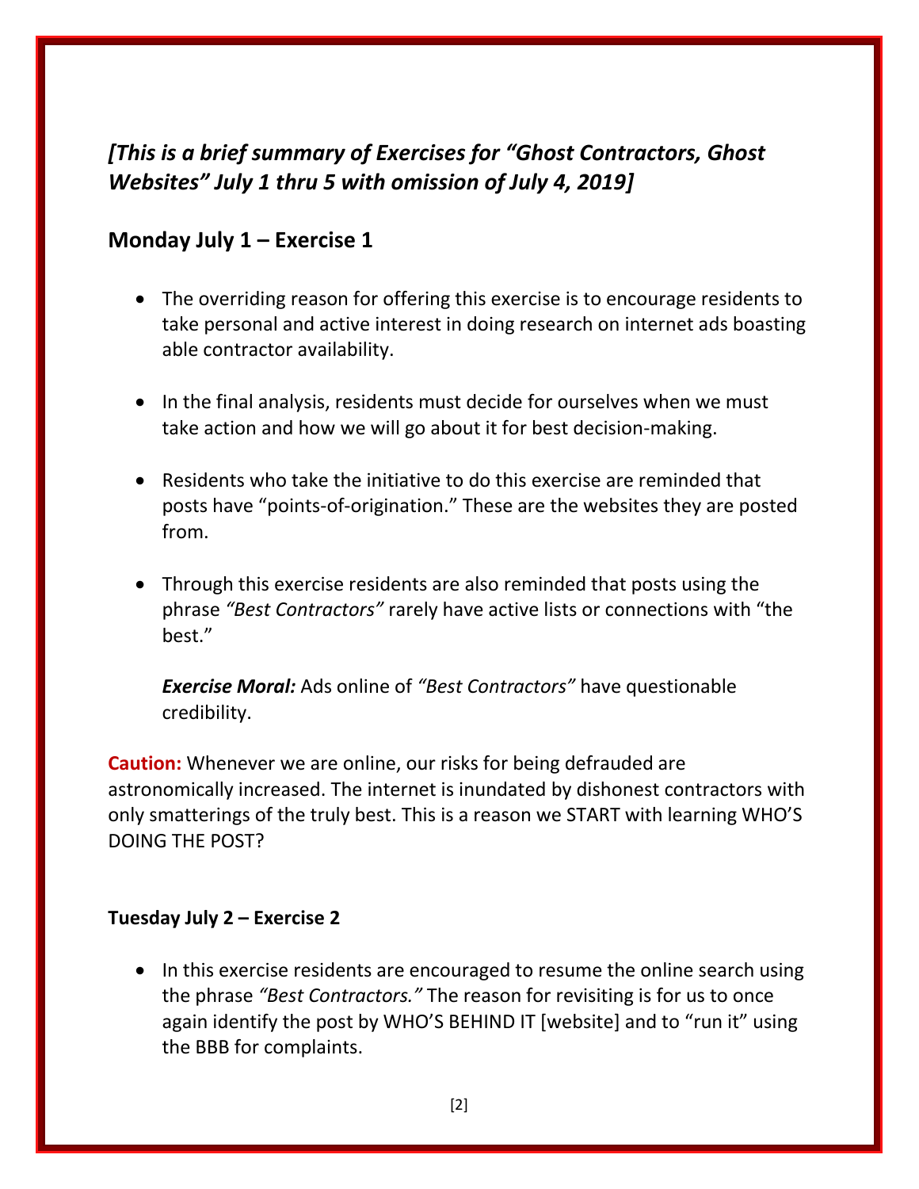*[This is a brief summary of Exercises for "Ghost Contractors, Ghost Websites" July 1 thru 5 with omission of July 4, 2019]*

## Monday July 1 – Exercise 1

- The overriding reason for offering this exercise is to encourage residents to take personal and active interest in doing research on internet ads boasting able contractor availability.

- In the final analysis, residents must decide for ourselves when we must take action and how we will go about it for best decision-making.

- Residents who take the initiative to do this exercise are reminded that posts have "points-of-origination." These are the websites they are posted from.

- Through this exercise residents are also reminded that posts using the phrase *"Best Contractors"* rarely have active lists or connections with "the best."

  ***Exercise Moral:*** Ads online of *"Best Contractors"* have questionable credibility.

**Caution:** Whenever we are online, our risks for being defrauded are astronomically increased. The internet is inundated by dishonest contractors with only smatterings of the truly best. This is a reason we START with learning WHO'S DOING THE POST?

### Tuesday July 2 – Exercise 2

- In this exercise residents are encouraged to resume the online search using the phrase *"Best Contractors."* The reason for revisiting is for us to once again identify the post by WHO'S BEHIND IT [website] and to "run it" using the BBB for complaints.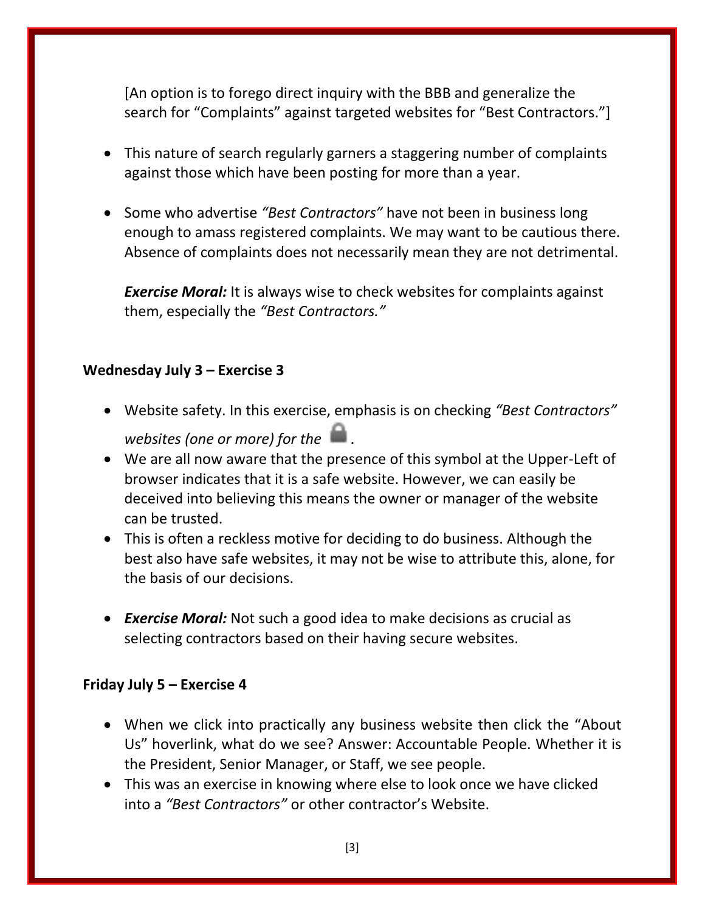[An option is to forego direct inquiry with the BBB and generalize the search for "Complaints" against targeted websites for "Best Contractors."]

- This nature of search regularly garners a staggering number of complaints against those which have been posting for more than a year.

- Some who advertise *"Best Contractors"* have not been in business long enough to amass registered complaints. We may want to be cautious there. Absence of complaints does not necessarily mean they are not detrimental.

  ***Exercise Moral:*** It is always wise to check websites for complaints against them, especially the *"Best Contractors."*

**Wednesday July 3 – Exercise 3**

- Website safety. In this exercise, emphasis is on checking *"Best Contractors" websites (one or more) for the* 🔒*.*
- We are all now aware that the presence of this symbol at the Upper-Left of browser indicates that it is a safe website. However, we can easily be deceived into believing this means the owner or manager of the website can be trusted.
- This is often a reckless motive for deciding to do business. Although the best also have safe websites, it may not be wise to attribute this, alone, for the basis of our decisions.

- ***Exercise Moral:*** Not such a good idea to make decisions as crucial as selecting contractors based on their having secure websites.

**Friday July 5 – Exercise 4**

- When we click into practically any business website then click the "About Us" hoverlink, what do we see? Answer: Accountable People. Whether it is the President, Senior Manager, or Staff, we see people.
- This was an exercise in knowing where else to look once we have clicked into a *"Best Contractors"* or other contractor's Website.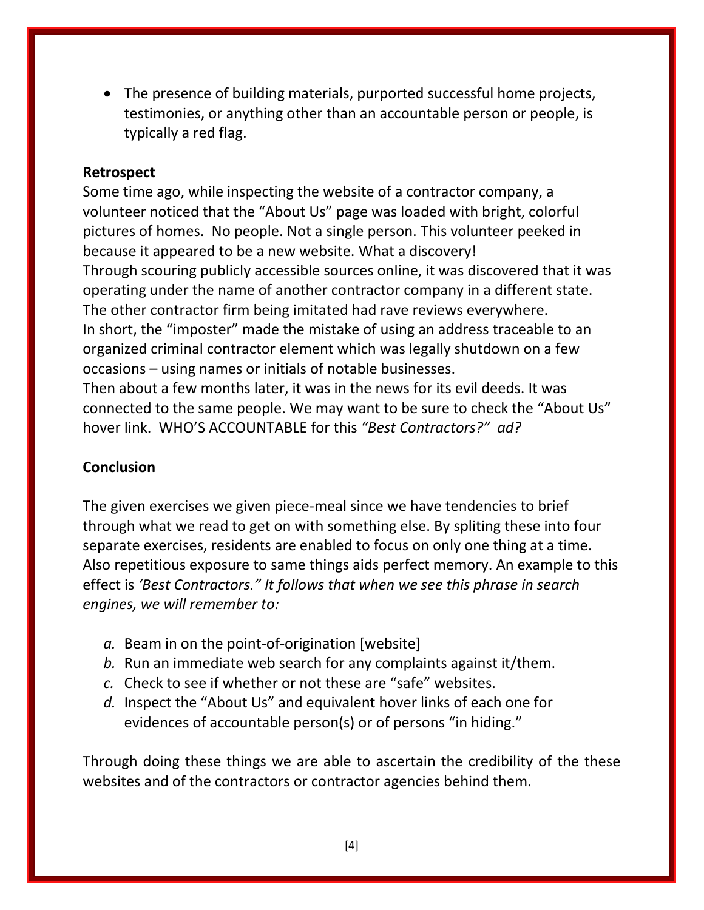- The presence of building materials, purported successful home projects, testimonies, or anything other than an accountable person or people, is typically a red flag.

**Retrospect**

Some time ago, while inspecting the website of a contractor company, a volunteer noticed that the "About Us" page was loaded with bright, colorful pictures of homes. No people. Not a single person. This volunteer peeked in because it appeared to be a new website. What a discovery!
Through scouring publicly accessible sources online, it was discovered that it was operating under the name of another contractor company in a different state. The other contractor firm being imitated had rave reviews everywhere.
In short, the "imposter" made the mistake of using an address traceable to an organized criminal contractor element which was legally shutdown on a few occasions – using names or initials of notable businesses.
Then about a few months later, it was in the news for its evil deeds. It was connected to the same people. We may want to be sure to check the "About Us" hover link. WHO'S ACCOUNTABLE for this *"Best Contractors?" ad?*

**Conclusion**

The given exercises we given piece-meal since we have tendencies to brief through what we read to get on with something else. By spliting these into four separate exercises, residents are enabled to focus on only one thing at a time. Also repetitious exposure to same things aids perfect memory. An example to this effect is *'Best Contractors." It follows that when we see this phrase in search engines, we will remember to:*

*a.* Beam in on the point-of-origination [website]
*b.* Run an immediate web search for any complaints against it/them.
*c.* Check to see if whether or not these are "safe" websites.
*d.* Inspect the "About Us" and equivalent hover links of each one for evidences of accountable person(s) or of persons "in hiding."

Through doing these things we are able to ascertain the credibility of the these websites and of the contractors or contractor agencies behind them.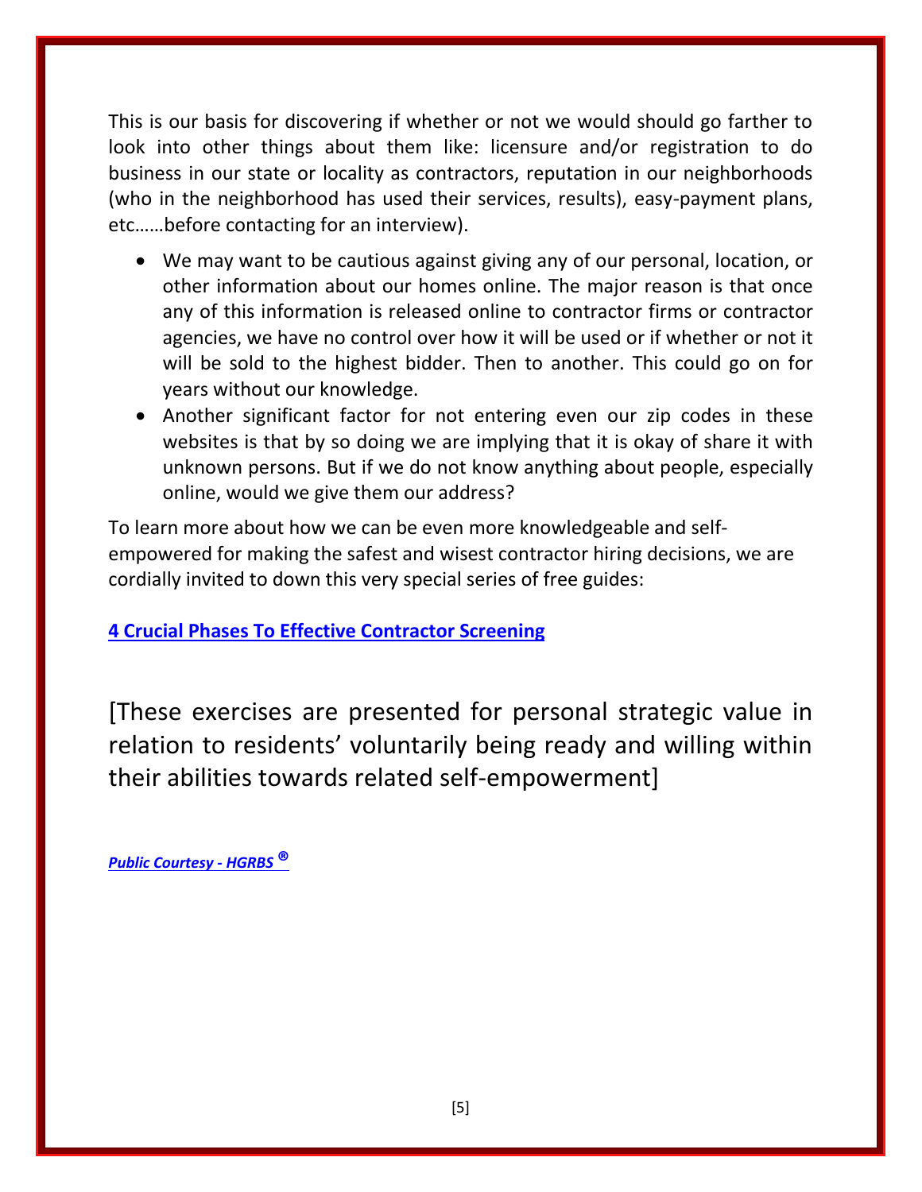This is our basis for discovering if whether or not we would should go farther to look into other things about them like: licensure and/or registration to do business in our state or locality as contractors, reputation in our neighborhoods (who in the neighborhood has used their services, results), easy-payment plans, etc……before contacting for an interview).

- We may want to be cautious against giving any of our personal, location, or other information about our homes online. The major reason is that once any of this information is released online to contractor firms or contractor agencies, we have no control over how it will be used or if whether or not it will be sold to the highest bidder. Then to another. This could go on for years without our knowledge.
- Another significant factor for not entering even our zip codes in these websites is that by so doing we are implying that it is okay of share it with unknown persons. But if we do not know anything about people, especially online, would we give them our address?

To learn more about how we can be even more knowledgeable and self-empowered for making the safest and wisest contractor hiring decisions, we are cordially invited to down this very special series of free guides:

**4 Crucial Phases To Effective Contractor Screening**

[These exercises are presented for personal strategic value in relation to residents' voluntarily being ready and willing within their abilities towards related self-empowerment]

***Public Courtesy - HGRBS ®***